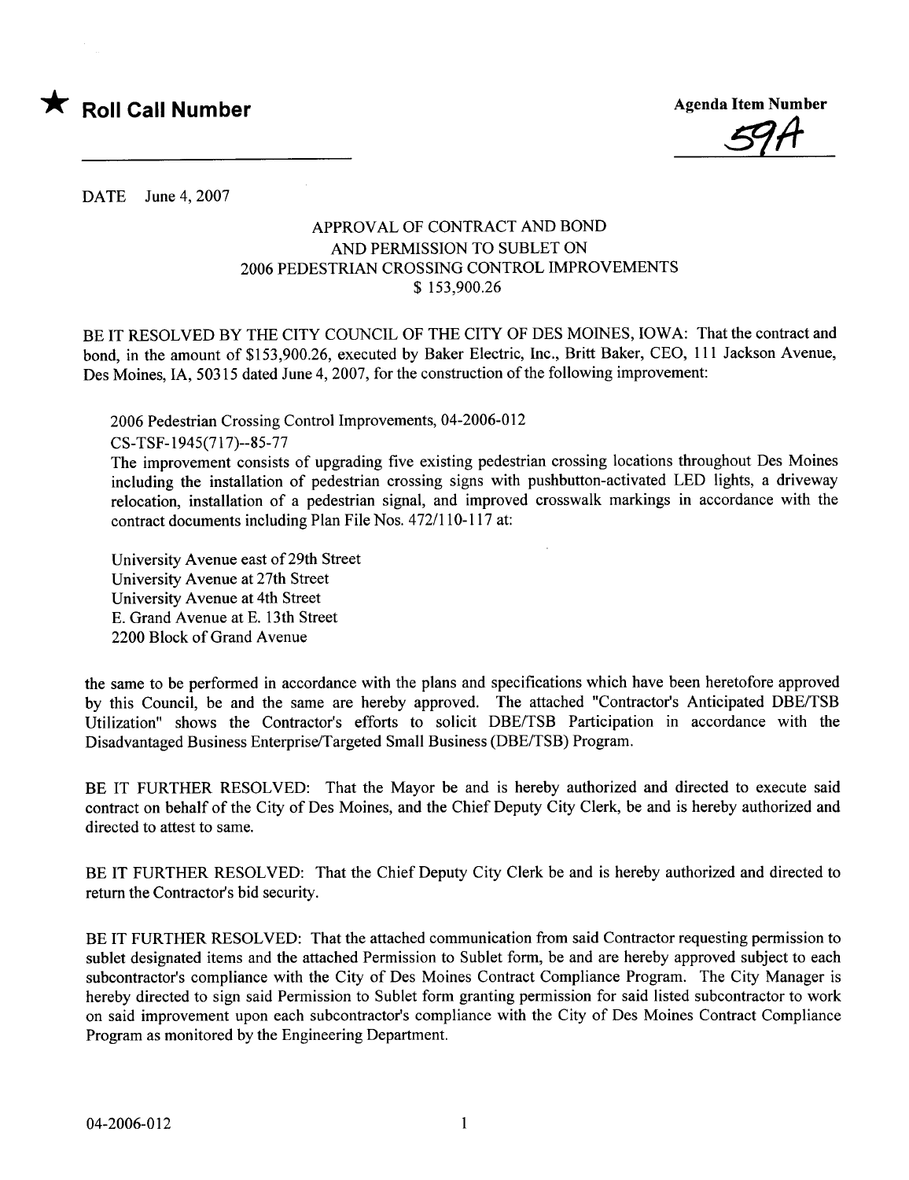★ **Roll Call Number**

**Agenda Item Number**

59A

DATE June 4, 2007

### APPROVAL OF CONTRACT AND BOND
### AND PERMISSION TO SUBLET ON
### 2006 PEDESTRIAN CROSSING CONTROL IMPROVEMENTS
### $ 153,900.26

BE IT RESOLVED BY THE CITY COUNCIL OF THE CITY OF DES MOINES, IOWA: That the contract and bond, in the amount of $153,900.26, executed by Baker Electric, Inc., Britt Baker, CEO, 111 Jackson Avenue, Des Moines, IA, 50315 dated June 4, 2007, for the construction of the following improvement:

2006 Pedestrian Crossing Control Improvements, 04-2006-012
CS-TSF-1945(717)--85-77
The improvement consists of upgrading five existing pedestrian crossing locations throughout Des Moines including the installation of pedestrian crossing signs with pushbutton-activated LED lights, a driveway relocation, installation of a pedestrian signal, and improved crosswalk markings in accordance with the contract documents including Plan File Nos. 472/110-117 at:

University Avenue east of 29th Street
University Avenue at 27th Street
University Avenue at 4th Street
E. Grand Avenue at E. 13th Street
2200 Block of Grand Avenue

the same to be performed in accordance with the plans and specifications which have been heretofore approved by this Council, be and the same are hereby approved. The attached "Contractor's Anticipated DBE/TSB Utilization" shows the Contractor's efforts to solicit DBE/TSB Participation in accordance with the Disadvantaged Business Enterprise/Targeted Small Business (DBE/TSB) Program.

BE IT FURTHER RESOLVED: That the Mayor be and is hereby authorized and directed to execute said contract on behalf of the City of Des Moines, and the Chief Deputy City Clerk, be and is hereby authorized and directed to attest to same.

BE IT FURTHER RESOLVED: That the Chief Deputy City Clerk be and is hereby authorized and directed to return the Contractor's bid security.

BE IT FURTHER RESOLVED: That the attached communication from said Contractor requesting permission to sublet designated items and the attached Permission to Sublet form, be and are hereby approved subject to each subcontractor's compliance with the City of Des Moines Contract Compliance Program. The City Manager is hereby directed to sign said Permission to Sublet form granting permission for said listed subcontractor to work on said improvement upon each subcontractor's compliance with the City of Des Moines Contract Compliance Program as monitored by the Engineering Department.

04-2006-012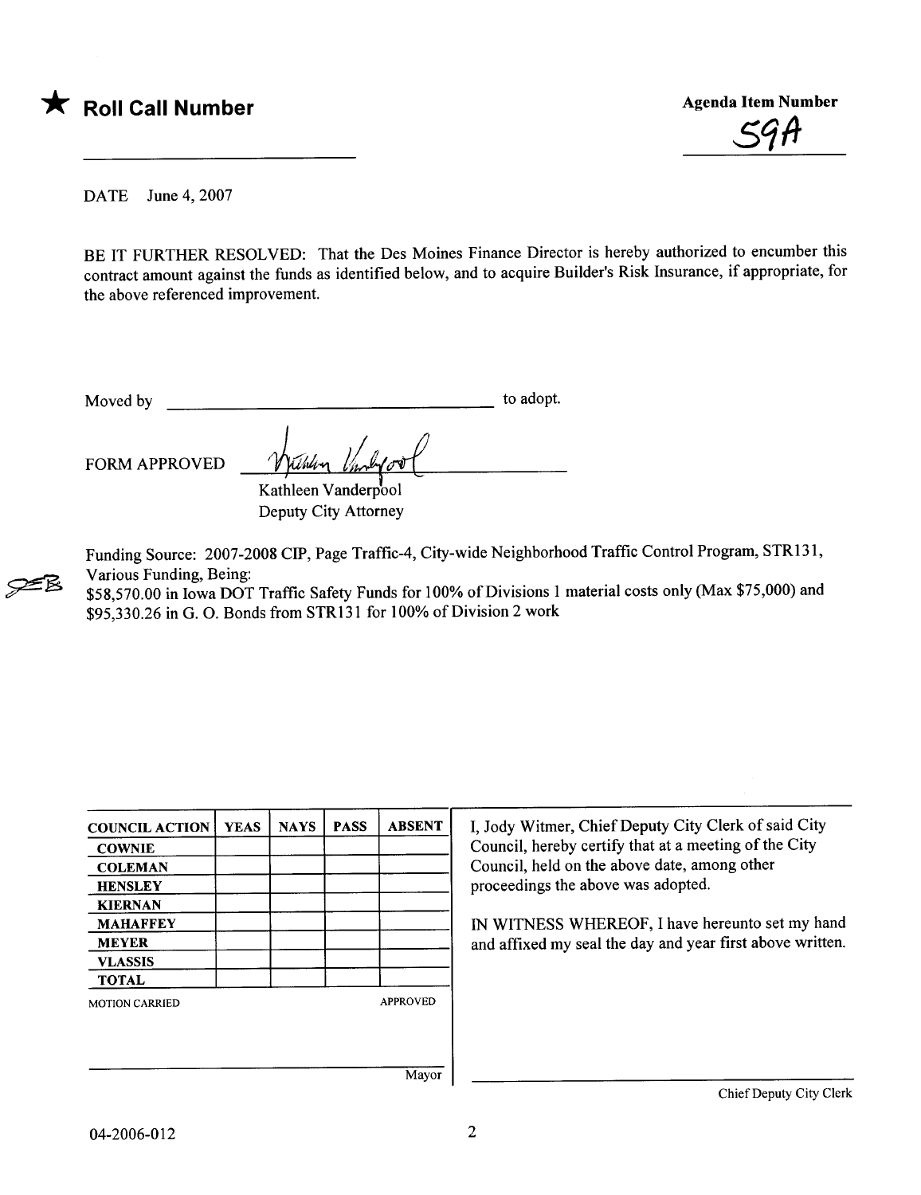**★ Roll Call Number**

**Agenda Item Number**

59A

DATE June 4, 2007

BE IT FURTHER RESOLVED: That the Des Moines Finance Director is hereby authorized to encumber this contract amount against the funds as identified below, and to acquire Builder's Risk Insurance, if appropriate, for the above referenced improvement.

Moved by ______________________________ to adopt.

FORM APPROVED

Kathleen Vanderpool
Deputy City Attorney

Funding Source: 2007-2008 CIP, Page Traffic-4, City-wide Neighborhood Traffic Control Program, STR131, Various Funding, Being:
$58,570.00 in Iowa DOT Traffic Safety Funds for 100% of Divisions 1 material costs only (Max $75,000) and $95,330.26 in G. O. Bonds from STR131 for 100% of Division 2 work

| COUNCIL ACTION | YEAS | NAYS | PASS | ABSENT |
|---|---|---|---|---|
| COWNIE | | | | |
| COLEMAN | | | | |
| HENSLEY | | | | |
| KIERNAN | | | | |
| MAHAFFEY | | | | |
| MEYER | | | | |
| VLASSIS | | | | |
| TOTAL | | | | |

MOTION CARRIED APPROVED

Mayor

I, Jody Witmer, Chief Deputy City Clerk of said City Council, hereby certify that at a meeting of the City Council, held on the above date, among other proceedings the above was adopted.

IN WITNESS WHEREOF, I have hereunto set my hand and affixed my seal the day and year first above written.

Chief Deputy City Clerk

04-2006-012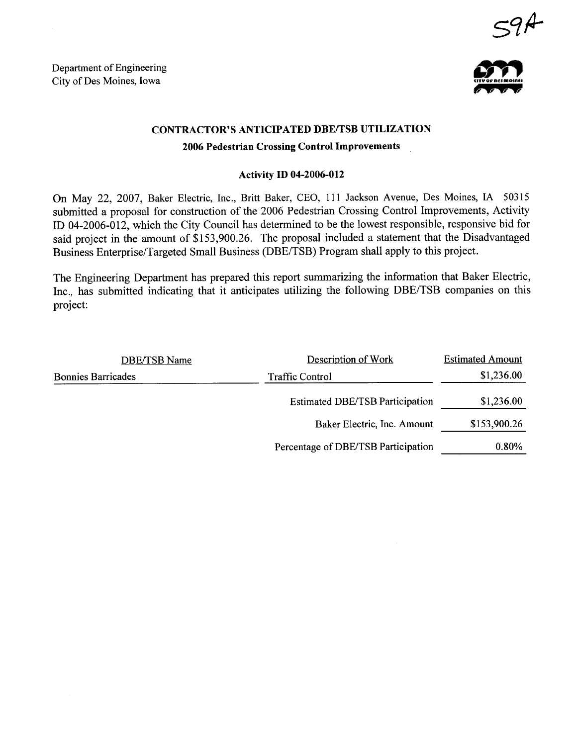59A

Department of Engineering
City of Des Moines, Iowa

## CONTRACTOR'S ANTICIPATED DBE/TSB UTILIZATION

### 2006 Pedestrian Crossing Control Improvements

#### Activity ID 04-2006-012

On May 22, 2007, Baker Electric, Inc., Britt Baker, CEO, 111 Jackson Avenue, Des Moines, IA 50315 submitted a proposal for construction of the 2006 Pedestrian Crossing Control Improvements, Activity ID 04-2006-012, which the City Council has determined to be the lowest responsible, responsive bid for said project in the amount of $153,900.26. The proposal included a statement that the Disadvantaged Business Enterprise/Targeted Small Business (DBE/TSB) Program shall apply to this project.

The Engineering Department has prepared this report summarizing the information that Baker Electric, Inc., has submitted indicating that it anticipates utilizing the following DBE/TSB companies on this project:

| DBE/TSB Name | Description of Work | Estimated Amount |
|---|---|---|
| Bonnies Barricades | Traffic Control | $1,236.00 |
| | Estimated DBE/TSB Participation | $1,236.00 |
| | Baker Electric, Inc. Amount | $153,900.26 |
| | Percentage of DBE/TSB Participation | 0.80% |